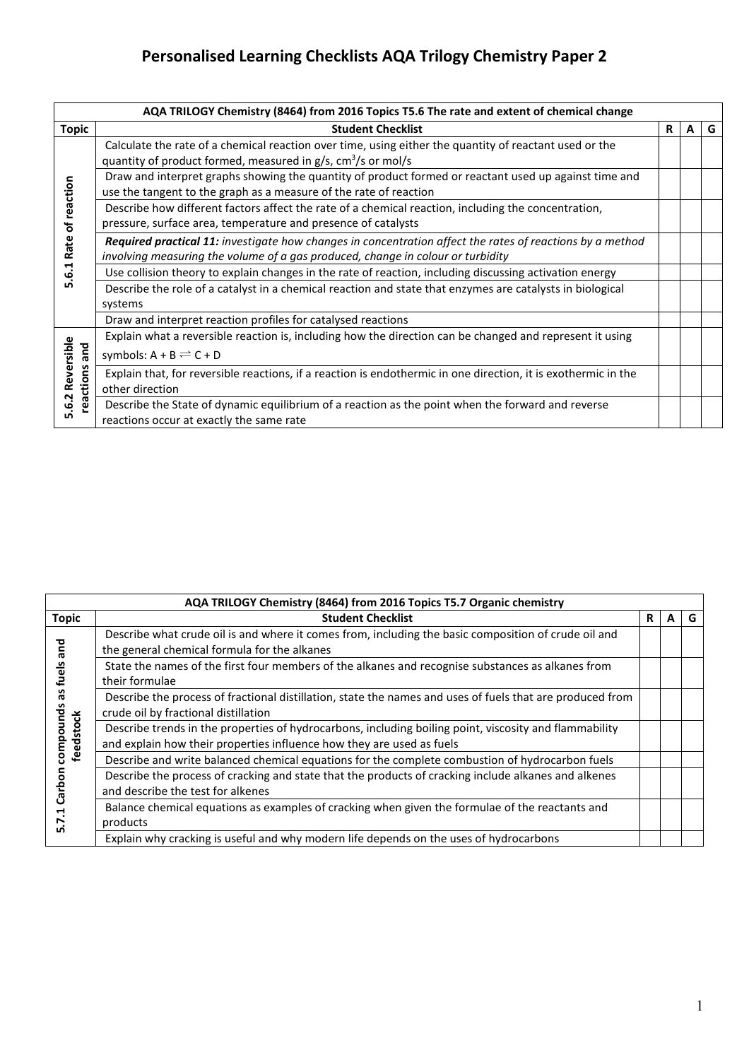# Personalised Learning Checklists AQA Trilogy Chemistry Paper 2

| AQA TRILOGY Chemistry (8464) from 2016 Topics T5.6 The rate and extent of chemical change | | | | |
|---|---|---|---|---|
| **Topic** | **Student Checklist** | **R** | **A** | **G** |
| 5.6.1 Rate of reaction | Calculate the rate of a chemical reaction over time, using either the quantity of reactant used or the quantity of product formed, measured in g/s, $cm^3$/s or mol/s | | | |
| | Draw and interpret graphs showing the quantity of product formed or reactant used up against time and use the tangent to the graph as a measure of the rate of reaction | | | |
| | Describe how different factors affect the rate of a chemical reaction, including the concentration, pressure, surface area, temperature and presence of catalysts | | | |
| | ***Required practical 11:*** *investigate how changes in concentration affect the rates of reactions by a method involving measuring the volume of a gas produced, change in colour or turbidity* | | | |
| | Use collision theory to explain changes in the rate of reaction, including discussing activation energy | | | |
| | Describe the role of a catalyst in a chemical reaction and state that enzymes are catalysts in biological systems | | | |
| | Draw and interpret reaction profiles for catalysed reactions | | | |
| 5.6.2 Reversible reactions and | Explain what a reversible reaction is, including how the direction can be changed and represent it using symbols: $A + B \rightleftharpoons C + D$ | | | |
| | Explain that, for reversible reactions, if a reaction is endothermic in one direction, it is exothermic in the other direction | | | |
| | Describe the State of dynamic equilibrium of a reaction as the point when the forward and reverse reactions occur at exactly the same rate | | | |

| AQA TRILOGY Chemistry (8464) from 2016 Topics T5.7 Organic chemistry | | | | |
|---|---|---|---|---|
| **Topic** | **Student Checklist** | **R** | **A** | **G** |
| 5.7.1 Carbon compounds as fuels and feedstock | Describe what crude oil is and where it comes from, including the basic composition of crude oil and the general chemical formula for the alkanes | | | |
| | State the names of the first four members of the alkanes and recognise substances as alkanes from their formulae | | | |
| | Describe the process of fractional distillation, state the names and uses of fuels that are produced from crude oil by fractional distillation | | | |
| | Describe trends in the properties of hydrocarbons, including boiling point, viscosity and flammability and explain how their properties influence how they are used as fuels | | | |
| | Describe and write balanced chemical equations for the complete combustion of hydrocarbon fuels | | | |
| | Describe the process of cracking and state that the products of cracking include alkanes and alkenes and describe the test for alkenes | | | |
| | Balance chemical equations as examples of cracking when given the formulae of the reactants and products | | | |
| | Explain why cracking is useful and why modern life depends on the uses of hydrocarbons | | | |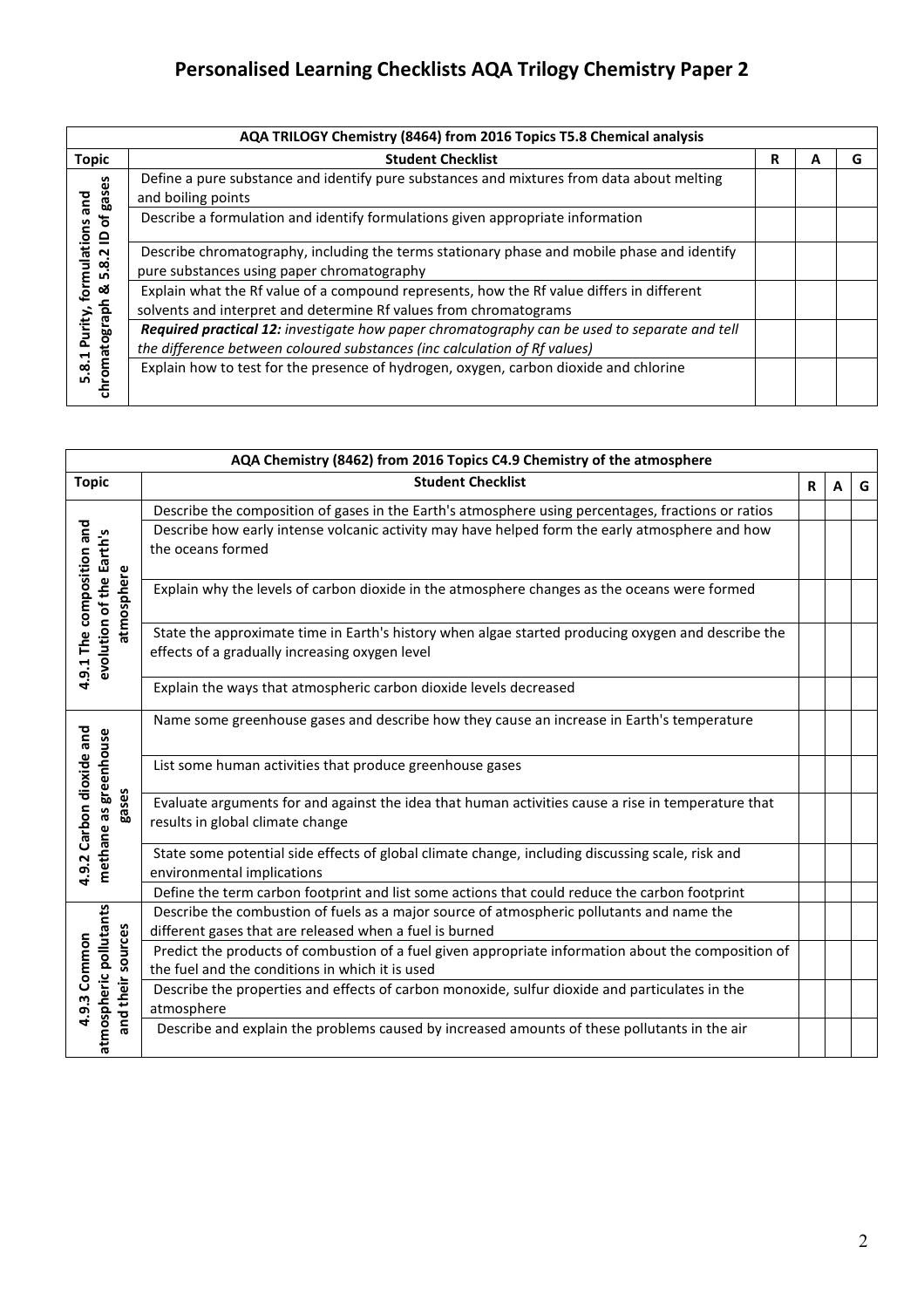# Personalised Learning Checklists AQA Trilogy Chemistry Paper 2

| AQA TRILOGY Chemistry (8464) from 2016 Topics T5.8 Chemical analysis | | | | |
|---|---|---|---|---|
| **Topic** | **Student Checklist** | **R** | **A** | **G** |
| 5.8.1 Purity, formulations and chromatograph & 5.8.2 ID of gases | Define a pure substance and identify pure substances and mixtures from data about melting and boiling points | | | |
| | Describe a formulation and identify formulations given appropriate information | | | |
| | Describe chromatography, including the terms stationary phase and mobile phase and identify pure substances using paper chromatography | | | |
| | Explain what the Rf value of a compound represents, how the Rf value differs in different solvents and interpret and determine Rf values from chromatograms | | | |
| | ***Required practical 12:*** *investigate how paper chromatography can be used to separate and tell the difference between coloured substances (inc calculation of Rf values)* | | | |
| | Explain how to test for the presence of hydrogen, oxygen, carbon dioxide and chlorine | | | |

| AQA Chemistry (8462) from 2016 Topics C4.9 Chemistry of the atmosphere | | | | |
|---|---|---|---|---|
| **Topic** | **Student Checklist** | **R** | **A** | **G** |
| 4.9.1 The composition and evolution of the Earth's atmosphere | Describe the composition of gases in the Earth's atmosphere using percentages, fractions or ratios | | | |
| | Describe how early intense volcanic activity may have helped form the early atmosphere and how the oceans formed | | | |
| | Explain why the levels of carbon dioxide in the atmosphere changes as the oceans were formed | | | |
| | State the approximate time in Earth's history when algae started producing oxygen and describe the effects of a gradually increasing oxygen level | | | |
| | Explain the ways that atmospheric carbon dioxide levels decreased | | | |
| 4.9.2 Carbon dioxide and methane as greenhouse gases | Name some greenhouse gases and describe how they cause an increase in Earth's temperature | | | |
| | List some human activities that produce greenhouse gases | | | |
| | Evaluate arguments for and against the idea that human activities cause a rise in temperature that results in global climate change | | | |
| | State some potential side effects of global climate change, including discussing scale, risk and environmental implications | | | |
| | Define the term carbon footprint and list some actions that could reduce the carbon footprint | | | |
| 4.9.3 Common atmospheric pollutants and their sources | Describe the combustion of fuels as a major source of atmospheric pollutants and name the different gases that are released when a fuel is burned | | | |
| | Predict the products of combustion of a fuel given appropriate information about the composition of the fuel and the conditions in which it is used | | | |
| | Describe the properties and effects of carbon monoxide, sulfur dioxide and particulates in the atmosphere | | | |
| | Describe and explain the problems caused by increased amounts of these pollutants in the air | | | |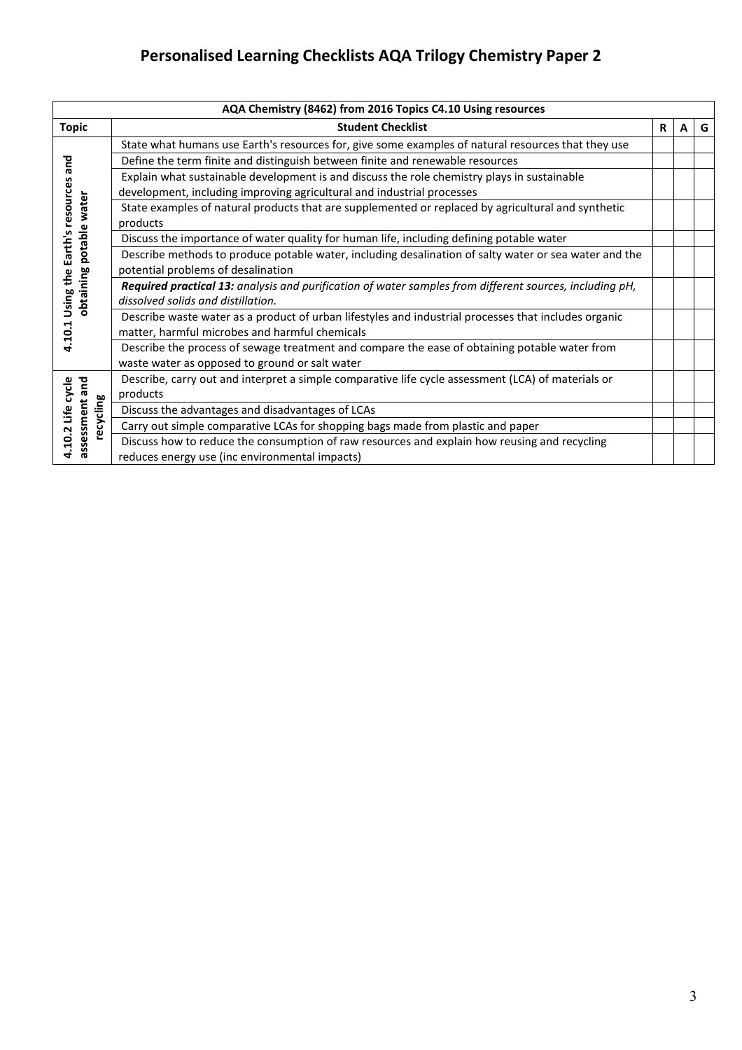# Personalised Learning Checklists AQA Trilogy Chemistry Paper 2

| AQA Chemistry (8462) from 2016 Topics C4.10 Using resources | | | | |
|---|---|---|---|---|
| **Topic** | **Student Checklist** | **R** | **A** | **G** |
| **4.10.1 Using the Earth's resources and obtaining potable water** | State what humans use Earth's resources for, give some examples of natural resources that they use | | | |
| | Define the term finite and distinguish between finite and renewable resources | | | |
| | Explain what sustainable development is and discuss the role chemistry plays in sustainable development, including improving agricultural and industrial processes | | | |
| | State examples of natural products that are supplemented or replaced by agricultural and synthetic products | | | |
| | Discuss the importance of water quality for human life, including defining potable water | | | |
| | Describe methods to produce potable water, including desalination of salty water or sea water and the potential problems of desalination | | | |
| | ***Required practical 13:*** *analysis and purification of water samples from different sources, including pH, dissolved solids and distillation.* | | | |
| | Describe waste water as a product of urban lifestyles and industrial processes that includes organic matter, harmful microbes and harmful chemicals | | | |
| | Describe the process of sewage treatment and compare the ease of obtaining potable water from waste water as opposed to ground or salt water | | | |
| **4.10.2 Life cycle assessment and recycling** | Describe, carry out and interpret a simple comparative life cycle assessment (LCA) of materials or products | | | |
| | Discuss the advantages and disadvantages of LCAs | | | |
| | Carry out simple comparative LCAs for shopping bags made from plastic and paper | | | |
| | Discuss how to reduce the consumption of raw resources and explain how reusing and recycling reduces energy use (inc environmental impacts) | | | |